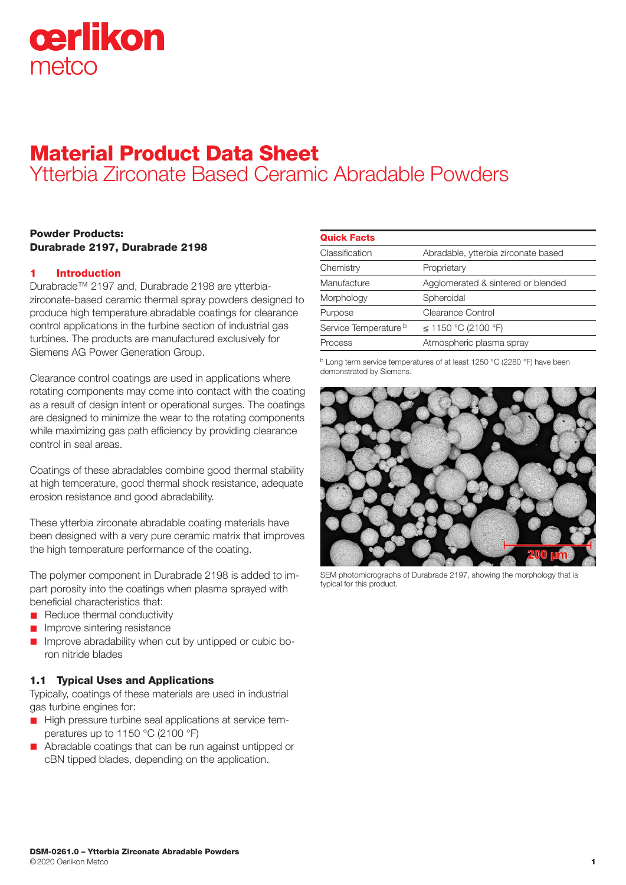# Material Product Data Sheet

## Ytterbia Zirconate Based Ceramic Abradable Powders

**Powder Products:**
**Durabrade 2197, Durabrade 2198**

## 1 Introduction

Durabrade™ 2197 and, Durabrade 2198 are ytterbia-zirconate-based ceramic thermal spray powders designed to produce high temperature abradable coatings for clearance control applications in the turbine section of industrial gas turbines. The products are manufactured exclusively for Siemens AG Power Generation Group.

Clearance control coatings are used in applications where rotating components may come into contact with the coating as a result of design intent or operational surges. The coatings are designed to minimize the wear to the rotating components while maximizing gas path efficiency by providing clearance control in seal areas.

Coatings of these abradables combine good thermal stability at high temperature, good thermal shock resistance, adequate erosion resistance and good abradability.

These ytterbia zirconate abradable coating materials have been designed with a very pure ceramic matrix that improves the high temperature performance of the coating.

The polymer component in Durabrade 2198 is added to impart porosity into the coatings when plasma sprayed with beneficial characteristics that:

- Reduce thermal conductivity
- Improve sintering resistance
- Improve abradability when cut by untipped or cubic boron nitride blades

### 1.1 Typical Uses and Applications

Typically, coatings of these materials are used in industrial gas turbine engines for:

- High pressure turbine seal applications at service temperatures up to 1150 °C (2100 °F)
- Abradable coatings that can be run against untipped or cBN tipped blades, depending on the application.

| Quick Facts | |
|---|---|
| Classification | Abradable, ytterbia zirconate based |
| Chemistry | Proprietary |
| Manufacture | Agglomerated & sintered or blended |
| Morphology | Spheroidal |
| Purpose | Clearance Control |
| Service Temperature [b] | ≤ 1150 °C (2100 °F) |
| Process | Atmospheric plasma spray |

[b] Long term service temperatures of at least 1250 °C (2280 °F) have been demonstrated by Siemens.

SEM photomicrographs of Durabrade 2197, showing the morphology that is typical for this product.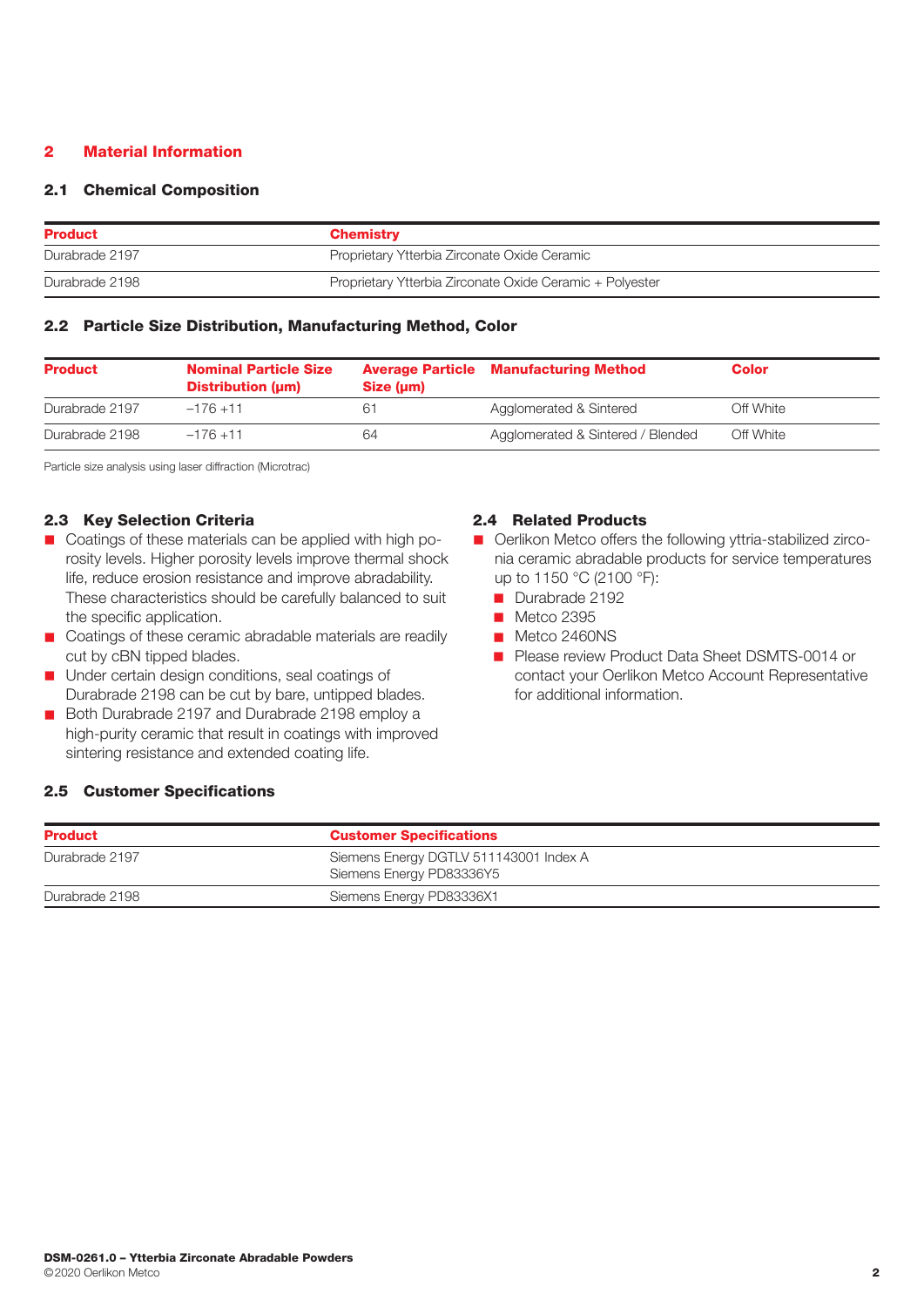## 2 Material Information

### 2.1 Chemical Composition

| Product | Chemistry |
|---|---|
| Durabrade 2197 | Proprietary Ytterbia Zirconate Oxide Ceramic |
| Durabrade 2198 | Proprietary Ytterbia Zirconate Oxide Ceramic + Polyester |

### 2.2 Particle Size Distribution, Manufacturing Method, Color

| Product | Nominal Particle Size Distribution (µm) | Average Particle Size (µm) | Manufacturing Method | Color |
|---|---|---|---|---|
| Durabrade 2197 | −176 +11 | 61 | Agglomerated & Sintered | Off White |
| Durabrade 2198 | −176 +11 | 64 | Agglomerated & Sintered / Blended | Off White |

Particle size analysis using laser diffraction (Microtrac)

### 2.3 Key Selection Criteria

- Coatings of these materials can be applied with high porosity levels. Higher porosity levels improve thermal shock life, reduce erosion resistance and improve abradability. These characteristics should be carefully balanced to suit the specific application.
- Coatings of these ceramic abradable materials are readily cut by cBN tipped blades.
- Under certain design conditions, seal coatings of Durabrade 2198 can be cut by bare, untipped blades.
- Both Durabrade 2197 and Durabrade 2198 employ a high-purity ceramic that result in coatings with improved sintering resistance and extended coating life.

### 2.4 Related Products

- Oerlikon Metco offers the following yttria-stabilized zirconia ceramic abradable products for service temperatures up to 1150 °C (2100 °F):
  - Durabrade 2192
  - Metco 2395
  - Metco 2460NS
  - Please review Product Data Sheet DSMTS-0014 or contact your Oerlikon Metco Account Representative for additional information.

### 2.5 Customer Specifications

| Product | Customer Specifications |
|---|---|
| Durabrade 2197 | Siemens Energy DGTLV 511143001 Index A<br>Siemens Energy PD83336Y5 |
| Durabrade 2198 | Siemens Energy PD83336X1 |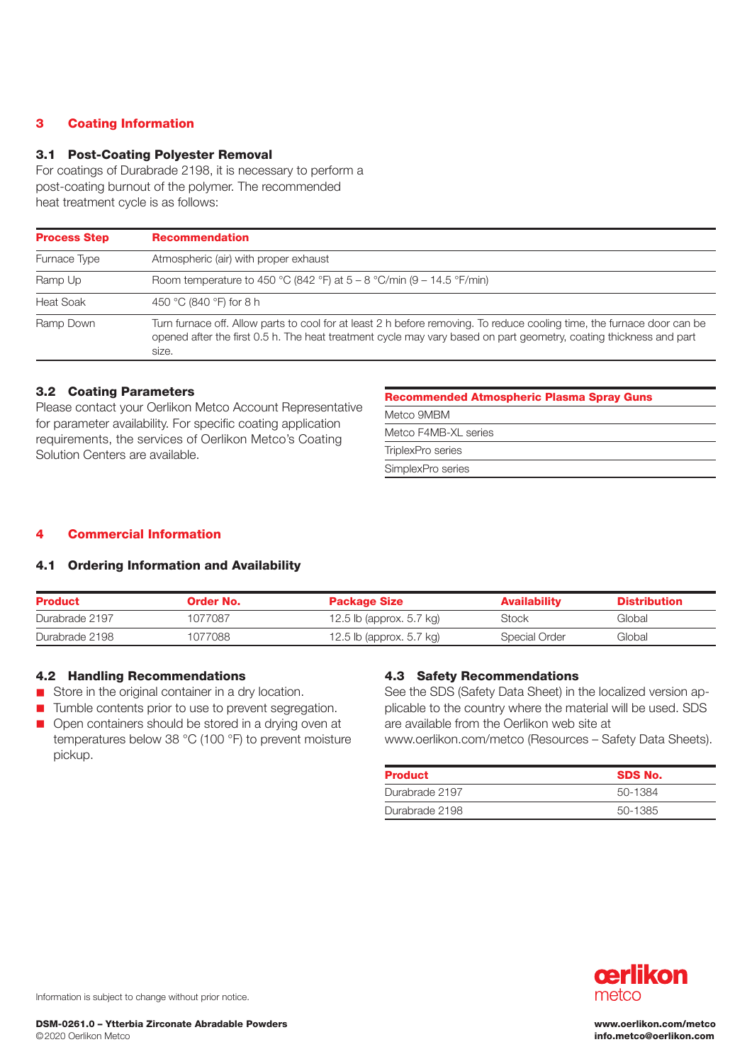# 3 Coating Information

## 3.1 Post-Coating Polyester Removal

For coatings of Durabrade 2198, it is necessary to perform a post-coating burnout of the polymer. The recommended heat treatment cycle is as follows:

| Process Step | Recommendation |
| --- | --- |
| Furnace Type | Atmospheric (air) with proper exhaust |
| Ramp Up | Room temperature to 450 °C (842 °F) at 5 – 8 °C/min (9 – 14.5 °F/min) |
| Heat Soak | 450 °C (840 °F) for 8 h |
| Ramp Down | Turn furnace off. Allow parts to cool for at least 2 h before removing. To reduce cooling time, the furnace door can be opened after the first 0.5 h. The heat treatment cycle may vary based on part geometry, coating thickness and part size. |

## 3.2 Coating Parameters

Please contact your Oerlikon Metco Account Representative for parameter availability. For specific coating application requirements, the services of Oerlikon Metco's Coating Solution Centers are available.

| Recommended Atmospheric Plasma Spray Guns |
| --- |
| Metco 9MBM |
| Metco F4MB-XL series |
| TriplexPro series |
| SimplexPro series |

# 4 Commercial Information

## 4.1 Ordering Information and Availability

| Product | Order No. | Package Size | Availability | Distribution |
| --- | --- | --- | --- | --- |
| Durabrade 2197 | 1077087 | 12.5 lb (approx. 5.7 kg) | Stock | Global |
| Durabrade 2198 | 1077088 | 12.5 lb (approx. 5.7 kg) | Special Order | Global |

## 4.2 Handling Recommendations

- Store in the original container in a dry location.
- Tumble contents prior to use to prevent segregation.
- Open containers should be stored in a drying oven at temperatures below 38 °C (100 °F) to prevent moisture pickup.

## 4.3 Safety Recommendations

See the SDS (Safety Data Sheet) in the localized version applicable to the country where the material will be used. SDS are available from the Oerlikon web site at www.oerlikon.com/metco (Resources – Safety Data Sheets).

| Product | SDS No. |
| --- | --- |
| Durabrade 2197 | 50-1384 |
| Durabrade 2198 | 50-1385 |

Information is subject to change without prior notice.

**DSM-0261.0 – Ytterbia Zirconate Abradable Powders**
©2020 Oerlikon Metco

oerlikon metco

**www.oerlikon.com/metco**
**info.metco@oerlikon.com**